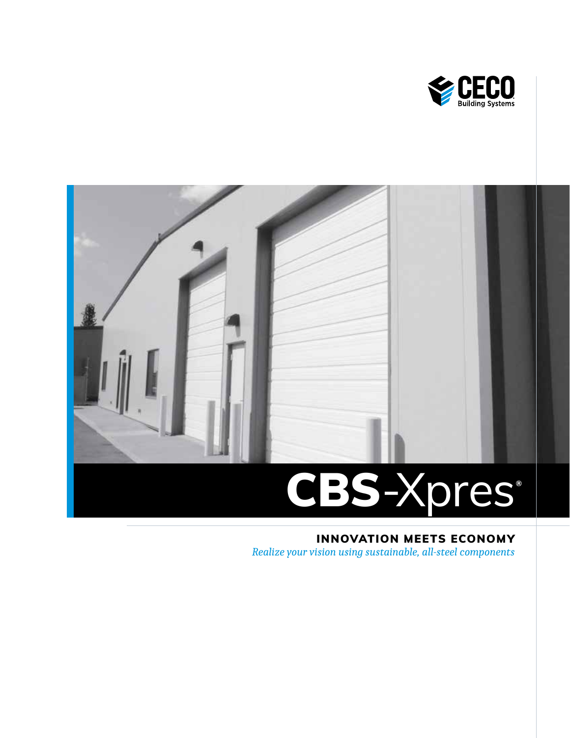CECO Building Systems

# CBS-Xpres®

## INNOVATION MEETS ECONOMY

*Realize your vision using sustainable, all-steel components*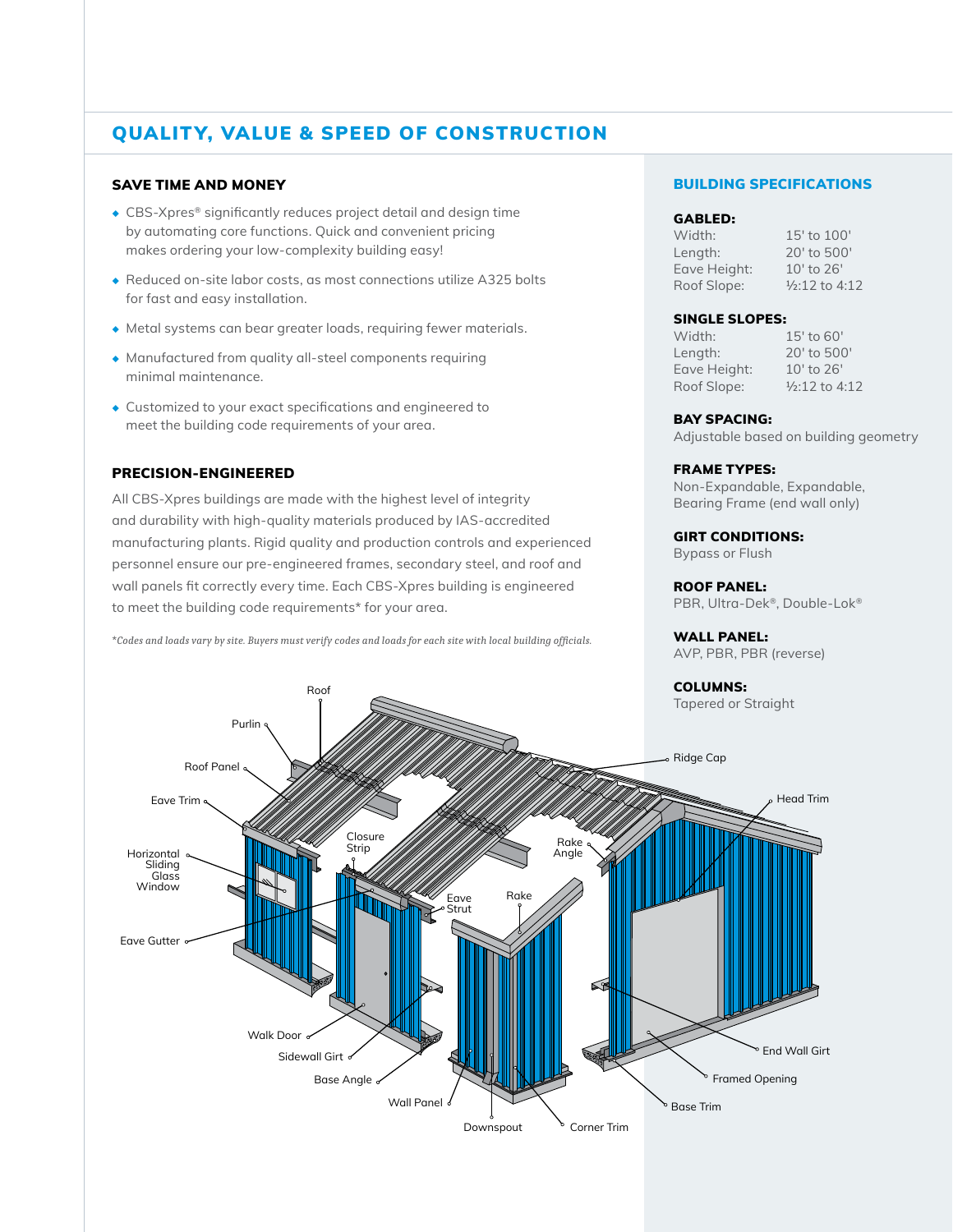## QUALITY, VALUE & SPEED OF CONSTRUCTION

### SAVE TIME AND MONEY

- CBS-Xpres® significantly reduces project detail and design time by automating core functions. Quick and convenient pricing makes ordering your low-complexity building easy!
- Reduced on-site labor costs, as most connections utilize A325 bolts for fast and easy installation.
- Metal systems can bear greater loads, requiring fewer materials.
- Manufactured from quality all-steel components requiring minimal maintenance.
- Customized to your exact specifications and engineered to meet the building code requirements of your area.

### PRECISION-ENGINEERED

All CBS-Xpres buildings are made with the highest level of integrity and durability with high-quality materials produced by IAS-accredited manufacturing plants. Rigid quality and production controls and experienced personnel ensure our pre-engineered frames, secondary steel, and roof and wall panels fit correctly every time. Each CBS-Xpres building is engineered to meet the building code requirements* for your area.

*\*Codes and loads vary by site. Buyers must verify codes and loads for each site with local building officials.*

Roof, Purlin, Roof Panel, Eave Trim, Horizontal Sliding Glass Window, Eave Gutter, Closure Strip, Eave Strut, Rake, Rake Angle, Ridge Cap, Head Trim, Walk Door, Sidewall Girt, Base Angle, Wall Panel, Downspout, Corner Trim, End Wall Girt, Framed Opening, Base Trim

### BUILDING SPECIFICATIONS

**GABLED:**

| | |
|---|---|
| Width: | 15' to 100' |
| Length: | 20' to 500' |
| Eave Height: | 10' to 26' |
| Roof Slope: | ½:12 to 4:12 |

**SINGLE SLOPES:**

| | |
|---|---|
| Width: | 15' to 60' |
| Length: | 20' to 500' |
| Eave Height: | 10' to 26' |
| Roof Slope: | ½:12 to 4:12 |

**BAY SPACING:**
Adjustable based on building geometry

**FRAME TYPES:**
Non-Expandable, Expandable, Bearing Frame (end wall only)

**GIRT CONDITIONS:**
Bypass or Flush

**ROOF PANEL:**
PBR, Ultra-Dek®, Double-Lok®

**WALL PANEL:**
AVP, PBR, PBR (reverse)

**COLUMNS:**
Tapered or Straight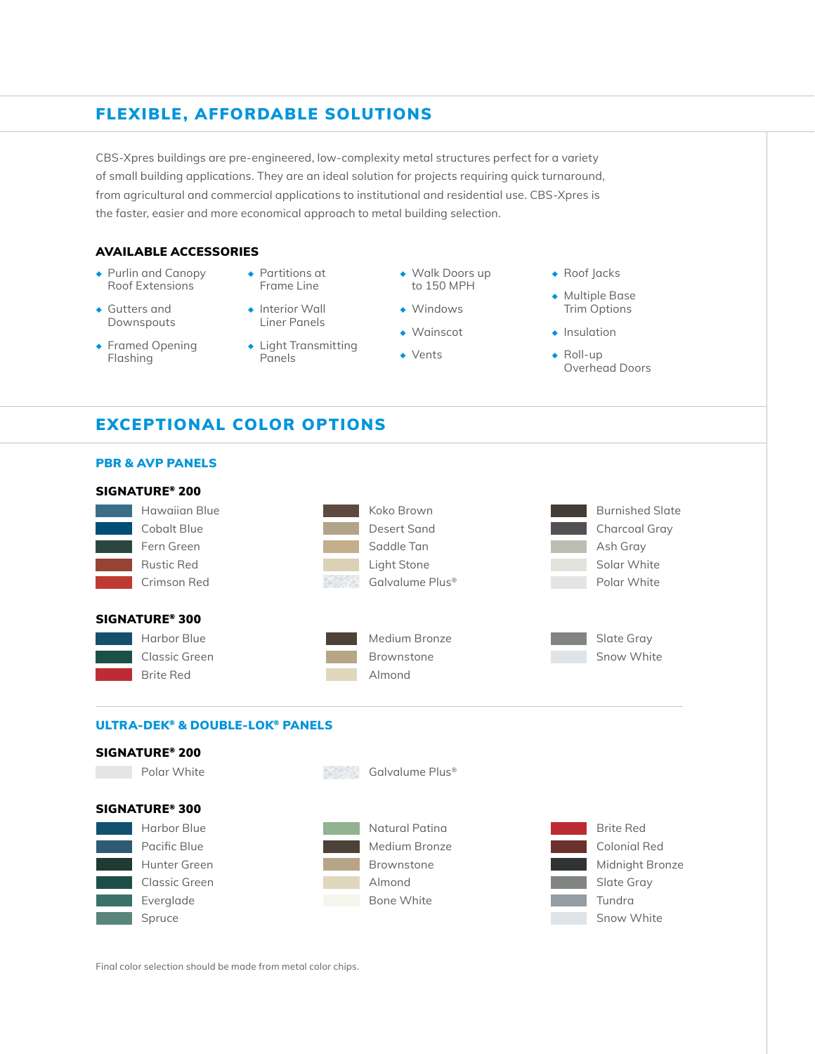## FLEXIBLE, AFFORDABLE SOLUTIONS

CBS-Xpres buildings are pre-engineered, low-complexity metal structures perfect for a variety of small building applications. They are an ideal solution for projects requiring quick turnaround, from agricultural and commercial applications to institutional and residential use. CBS-Xpres is the faster, easier and more economical approach to metal building selection.

### AVAILABLE ACCESSORIES

- Purlin and Canopy Roof Extensions
- Gutters and Downspouts
- Framed Opening Flashing
- Partitions at Frame Line
- Interior Wall Liner Panels
- Light Transmitting Panels
- Walk Doors up to 150 MPH
- Windows
- Wainscot
- Vents
- Roof Jacks
- Multiple Base Trim Options
- Insulation
- Roll-up Overhead Doors

## EXCEPTIONAL COLOR OPTIONS

### PBR & AVP PANELS

#### SIGNATURE® 200

- Hawaiian Blue
- Cobalt Blue
- Fern Green
- Rustic Red
- Crimson Red
- Koko Brown
- Desert Sand
- Saddle Tan
- Light Stone
- Galvalume Plus®
- Burnished Slate
- Charcoal Gray
- Ash Gray
- Solar White
- Polar White

#### SIGNATURE® 300

- Harbor Blue
- Classic Green
- Brite Red
- Medium Bronze
- Brownstone
- Almond
- Slate Gray
- Snow White

### ULTRA-DEK® & DOUBLE-LOK® PANELS

#### SIGNATURE® 200

- Polar White
- Galvalume Plus®

#### SIGNATURE® 300

- Harbor Blue
- Pacific Blue
- Hunter Green
- Classic Green
- Everglade
- Spruce
- Natural Patina
- Medium Bronze
- Brownstone
- Almond
- Bone White
- Brite Red
- Colonial Red
- Midnight Bronze
- Slate Gray
- Tundra
- Snow White

Final color selection should be made from metal color chips.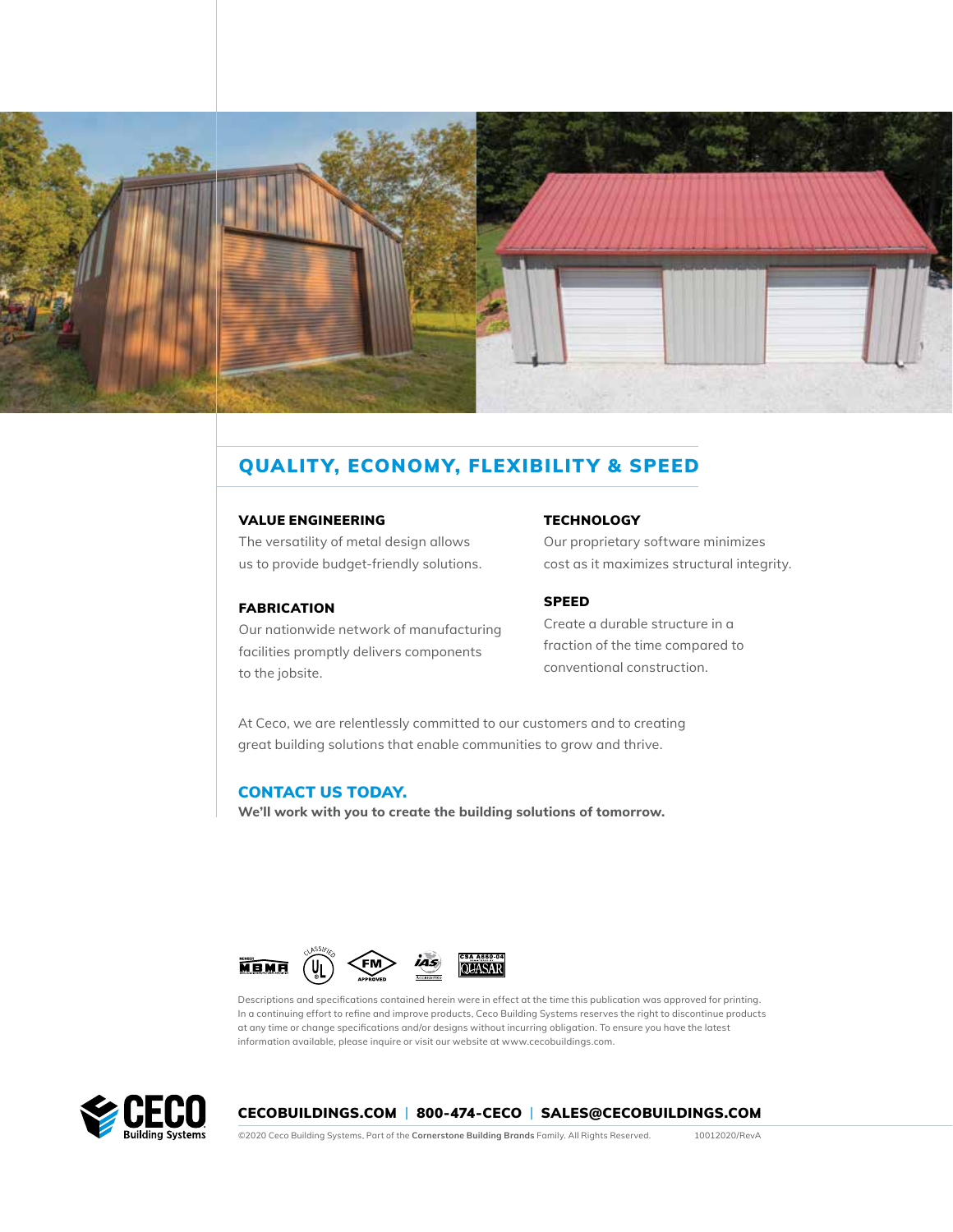## QUALITY, ECONOMY, FLEXIBILITY & SPEED

### VALUE ENGINEERING

The versatility of metal design allows us to provide budget-friendly solutions.

### FABRICATION

Our nationwide network of manufacturing facilities promptly delivers components to the jobsite.

### TECHNOLOGY

Our proprietary software minimizes cost as it maximizes structural integrity.

### SPEED

Create a durable structure in a fraction of the time compared to conventional construction.

At Ceco, we are relentlessly committed to our customers and to creating great building solutions that enable communities to grow and thrive.

## CONTACT US TODAY.

**We'll work with you to create the building solutions of tomorrow.**

Descriptions and specifications contained herein were in effect at the time this publication was approved for printing. In a continuing effort to refine and improve products, Ceco Building Systems reserves the right to discontinue products at any time or change specifications and/or designs without incurring obligation. To ensure you have the latest information available, please inquire or visit our website at www.cecobuildings.com.

**CECOBUILDINGS.COM | 800-474-CECO | SALES@CECOBUILDINGS.COM**

©2020 Ceco Building Systems, Part of the **Cornerstone Building Brands** Family. All Rights Reserved. 10012020/RevA